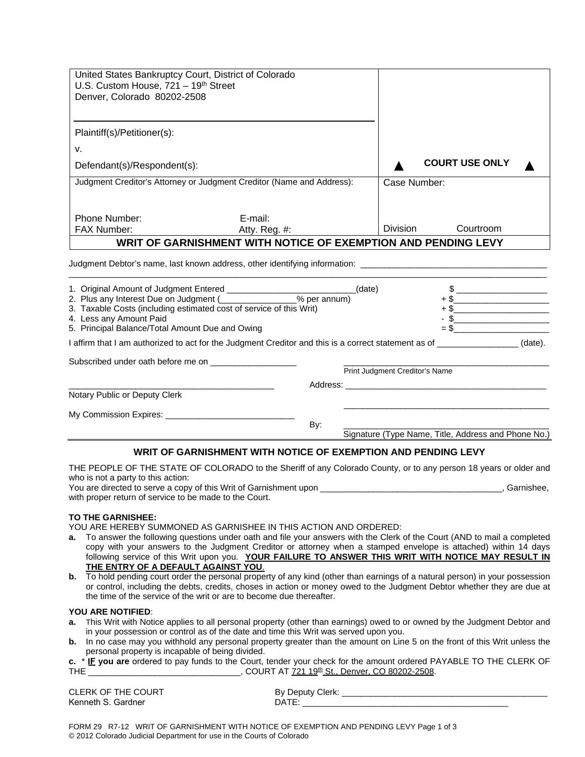| United States Bankruptcy Court, District of Colorado<br>U.S. Custom House, 721 – 19th Street<br>Denver, Colorado 80202-2508<br><br>Plaintiff(s)/Petitioner(s):<br><br>v.<br><br>Defendant(s)/Respondent(s): | ▲ COURT USE ONLY ▲ |
|---|---|
| Judgment Creditor's Attorney or Judgment Creditor (Name and Address):<br><br>Phone Number: E-mail:<br>FAX Number: Atty. Reg. #: | Case Number:<br><br>Division Courtroom |

## WRIT OF GARNISHMENT WITH NOTICE OF EXEMPTION AND PENDING LEVY

Judgment Debtor's name, last known address, other identifying information: ______________________________________
______________________________________________________________________________________________

| | |
|---|---|
| 1. Original Amount of Judgment Entered __________________________(date) | $ __________________ |
| 2. Plus any Interest Due on Judgment (_______________% per annum) | + $___________________ |
| 3. Taxable Costs (including estimated cost of service of this Writ) | + $___________________ |
| 4. Less any Amount Paid | - $___________________ |
| 5. Principal Balance/Total Amount Due and Owing | = $___________________ |

I affirm that I am authorized to act for the Judgment Creditor and this is a correct statement as of ________________ (date).

Subscribed under oath before me on _________________

_____________________________________________
Print Judgment Creditor's Name

_________________________________________
Notary Public or Deputy Clerk

Address: ____________________________________________

_____________________________________________

My Commission Expires: ___________________________

By: _____________________________________________
Signature (Type Name, Title, Address and Phone No.)

## WRIT OF GARNISHMENT WITH NOTICE OF EXEMPTION AND PENDING LEVY

THE PEOPLE OF THE STATE OF COLORADO to the Sheriff of any Colorado County, or to any person 18 years or older and who is not a party to this action:
You are directed to serve a copy of this Writ of Garnishment upon ______________________________________, Garnishee, with proper return of service to be made to the Court.

**TO THE GARNISHEE:**
YOU ARE HEREBY SUMMONED AS GARNISHEE IN THIS ACTION AND ORDERED:

**a.** To answer the following questions under oath and file your answers with the Clerk of the Court (AND to mail a completed copy with your answers to the Judgment Creditor or attorney when a stamped envelope is attached) within 14 days following service of this Writ upon you. **YOUR FAILURE TO ANSWER THIS WRIT WITH NOTICE MAY RESULT IN THE ENTRY OF A DEFAULT AGAINST YOU**.

**b.** To hold pending court order the personal property of any kind (other than earnings of a natural person) in your possession or control, including the debts, credits, choses in action or money owed to the Judgment Debtor whether they are due at the time of the service of the writ or are to become due thereafter.

**YOU ARE NOTIFIED**:

**a.** This Writ with Notice applies to all personal property (other than earnings) owed to or owned by the Judgment Debtor and in your possession or control as of the date and time this Writ was served upon you.

**b.** In no case may you withhold any personal property greater than the amount on Line 5 on the front of this Writ unless the personal property is incapable of being divided.

**c.** * **IF you are** ordered to pay funds to the Court, tender your check for the amount ordered PAYABLE TO THE CLERK OF THE _______________________________, COURT AT 721 19th St., Denver, CO 80202-2508.

CLERK OF THE COURT
Kenneth S. Gardner

By Deputy Clerk: __________________________________________
DATE: __________________________________________

FORM 29 R7-12 WRIT OF GARNISHMENT WITH NOTICE OF EXEMPTION AND PENDING LEVY
© 2012 Colorado Judicial Department for use in the Courts of Colorado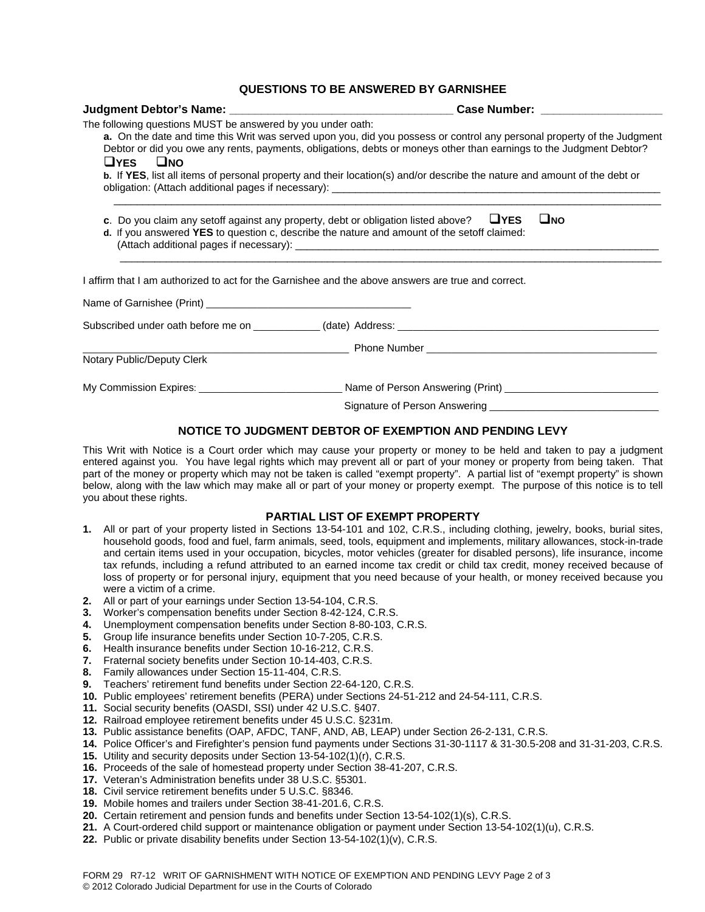## QUESTIONS TO BE ANSWERED BY GARNISHEE

**Judgment Debtor's Name:** ___________________________________ **Case Number:** __________________

The following questions MUST be answered by you under oath:

**a.** On the date and time this Writ was served upon you, did you possess or control any personal property of the Judgment Debtor or did you owe any rents, payments, obligations, debts or moneys other than earnings to the Judgment Debtor?

❑**YES** ❑**NO**

**b.** If **YES**, list all items of personal property and their location(s) and/or describe the nature and amount of the debt or obligation: (Attach additional pages if necessary): ____________________________________________________________

______________________________________________________________________________________________

**c**. Do you claim any setoff against any property, debt or obligation listed above? ❑**YES** ❑**NO**

**d.** If you answered **YES** to question c, describe the nature and amount of the setoff claimed: (Attach additional pages if necessary): _________________________________________________________________

______________________________________________________________________________________________

I affirm that I am authorized to act for the Garnishee and the above answers are true and correct.

Name of Garnishee (Print) ___________________________________

Subscribed under oath before me on ___________ (date) Address: _______________________________________________

________________________________________________ Phone Number _________________________________________

Notary Public/Deputy Clerk

My Commission Expires: _________________________ Name of Person Answering (Print) ___________________________

Signature of Person Answering ______________________________

## NOTICE TO JUDGMENT DEBTOR OF EXEMPTION AND PENDING LEVY

This Writ with Notice is a Court order which may cause your property or money to be held and taken to pay a judgment entered against you. You have legal rights which may prevent all or part of your money or property from being taken. That part of the money or property which may not be taken is called "exempt property". A partial list of "exempt property" is shown below, along with the law which may make all or part of your money or property exempt. The purpose of this notice is to tell you about these rights.

### PARTIAL LIST OF EXEMPT PROPERTY

1. All or part of your property listed in Sections 13-54-101 and 102, C.R.S., including clothing, jewelry, books, burial sites, household goods, food and fuel, farm animals, seed, tools, equipment and implements, military allowances, stock-in-trade and certain items used in your occupation, bicycles, motor vehicles (greater for disabled persons), life insurance, income tax refunds, including a refund attributed to an earned income tax credit or child tax credit, money received because of loss of property or for personal injury, equipment that you need because of your health, or money received because you were a victim of a crime.
2. All or part of your earnings under Section 13-54-104, C.R.S.
3. Worker's compensation benefits under Section 8-42-124, C.R.S.
4. Unemployment compensation benefits under Section 8-80-103, C.R.S.
5. Group life insurance benefits under Section 10-7-205, C.R.S.
6. Health insurance benefits under Section 10-16-212, C.R.S.
7. Fraternal society benefits under Section 10-14-403, C.R.S.
8. Family allowances under Section 15-11-404, C.R.S.
9. Teachers' retirement fund benefits under Section 22-64-120, C.R.S.
10. Public employees' retirement benefits (PERA) under Sections 24-51-212 and 24-54-111, C.R.S.
11. Social security benefits (OASDI, SSI) under 42 U.S.C. §407.
12. Railroad employee retirement benefits under 45 U.S.C. §231m.
13. Public assistance benefits (OAP, AFDC, TANF, AND, AB, LEAP) under Section 26-2-131, C.R.S.
14. Police Officer's and Firefighter's pension fund payments under Sections 31-30-1117 & 31-30.5-208 and 31-31-203, C.R.S.
15. Utility and security deposits under Section 13-54-102(1)(r), C.R.S.
16. Proceeds of the sale of homestead property under Section 38-41-207, C.R.S.
17. Veteran's Administration benefits under 38 U.S.C. §5301.
18. Civil service retirement benefits under 5 U.S.C. §8346.
19. Mobile homes and trailers under Section 38-41-201.6, C.R.S.
20. Certain retirement and pension funds and benefits under Section 13-54-102(1)(s), C.R.S.
21. A Court-ordered child support or maintenance obligation or payment under Section 13-54-102(1)(u), C.R.S.
22. Public or private disability benefits under Section 13-54-102(1)(v), C.R.S.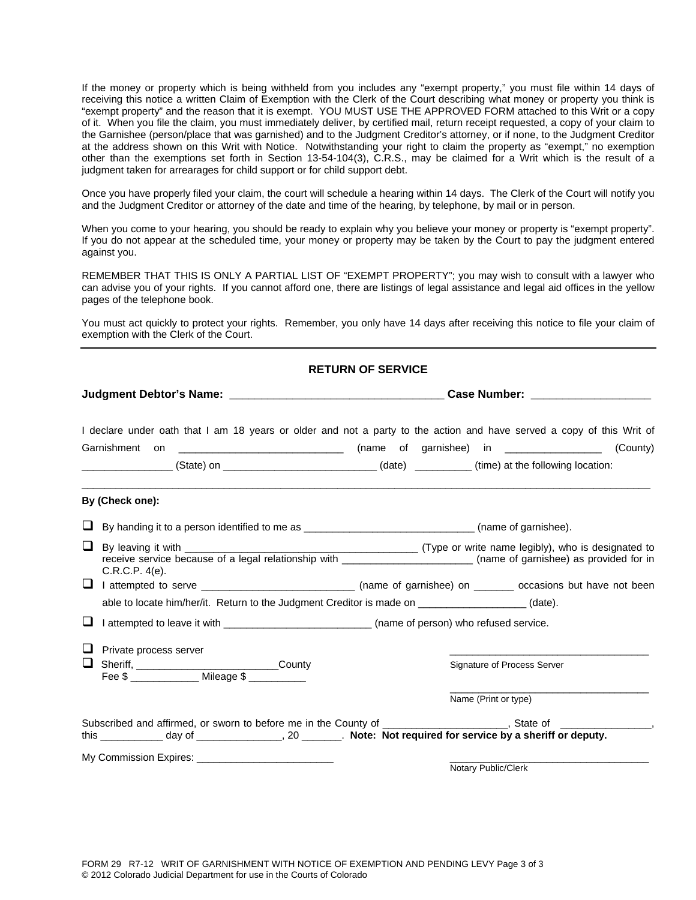If the money or property which is being withheld from you includes any "exempt property," you must file within 14 days of receiving this notice a written Claim of Exemption with the Clerk of the Court describing what money or property you think is "exempt property" and the reason that it is exempt. YOU MUST USE THE APPROVED FORM attached to this Writ or a copy of it. When you file the claim, you must immediately deliver, by certified mail, return receipt requested, a copy of your claim to the Garnishee (person/place that was garnished) and to the Judgment Creditor's attorney, or if none, to the Judgment Creditor at the address shown on this Writ with Notice. Notwithstanding your right to claim the property as "exempt," no exemption other than the exemptions set forth in Section 13-54-104(3), C.R.S., may be claimed for a Writ which is the result of a judgment taken for arrearages for child support or for child support debt.

Once you have properly filed your claim, the court will schedule a hearing within 14 days. The Clerk of the Court will notify you and the Judgment Creditor or attorney of the date and time of the hearing, by telephone, by mail or in person.

When you come to your hearing, you should be ready to explain why you believe your money or property is "exempt property". If you do not appear at the scheduled time, your money or property may be taken by the Court to pay the judgment entered against you.

REMEMBER THAT THIS IS ONLY A PARTIAL LIST OF "EXEMPT PROPERTY"; you may wish to consult with a lawyer who can advise you of your rights. If you cannot afford one, there are listings of legal assistance and legal aid offices in the yellow pages of the telephone book.

You must act quickly to protect your rights. Remember, you only have 14 days after receiving this notice to file your claim of exemption with the Clerk of the Court.

---

## RETURN OF SERVICE

**Judgment Debtor's Name:** ___________________________________ **Case Number:** ___________________

I declare under oath that I am 18 years or older and not a party to the action and have served a copy of this Writ of Garnishment on ____________________________ (name of garnishee) in ________________ (County) _______________ (State) on __________________________ (date) __________ (time) at the following location:
_____________________________________________________________________________________________

**By (Check one):**

- ☐ By handing it to a person identified to me as ______________________________ (name of garnishee).
- ☐ By leaving it with ________________________________________ (Type or write name legibly), who is designated to receive service because of a legal relationship with ______________________ (name of garnishee) as provided for in C.R.C.P. 4(e).
- ☐ I attempted to serve __________________________ (name of garnishee) on _______ occasions but have not been able to locate him/her/it. Return to the Judgment Creditor is made on ___________________ (date).
- ☐ I attempted to leave it with _________________________ (name of person) who refused service.

- ☐ Private process server
- ☐ Sheriff, ________________________County
  Fee $ ____________ Mileage $ __________

___________________________________
Signature of Process Server

___________________________________
Name (Print or type)

Subscribed and affirmed, or sworn to before me in the County of _____________________, State of _______________, this ___________ day of ______________, 20 _______. **Note: Not required for service by a sheriff or deputy.**

My Commission Expires: ________________________

___________________________________
Notary Public/Clerk

FORM 29 R7-12 WRIT OF GARNISHMENT WITH NOTICE OF EXEMPTION AND PENDING LEVY
© 2012 Colorado Judicial Department for use in the Courts of Colorado